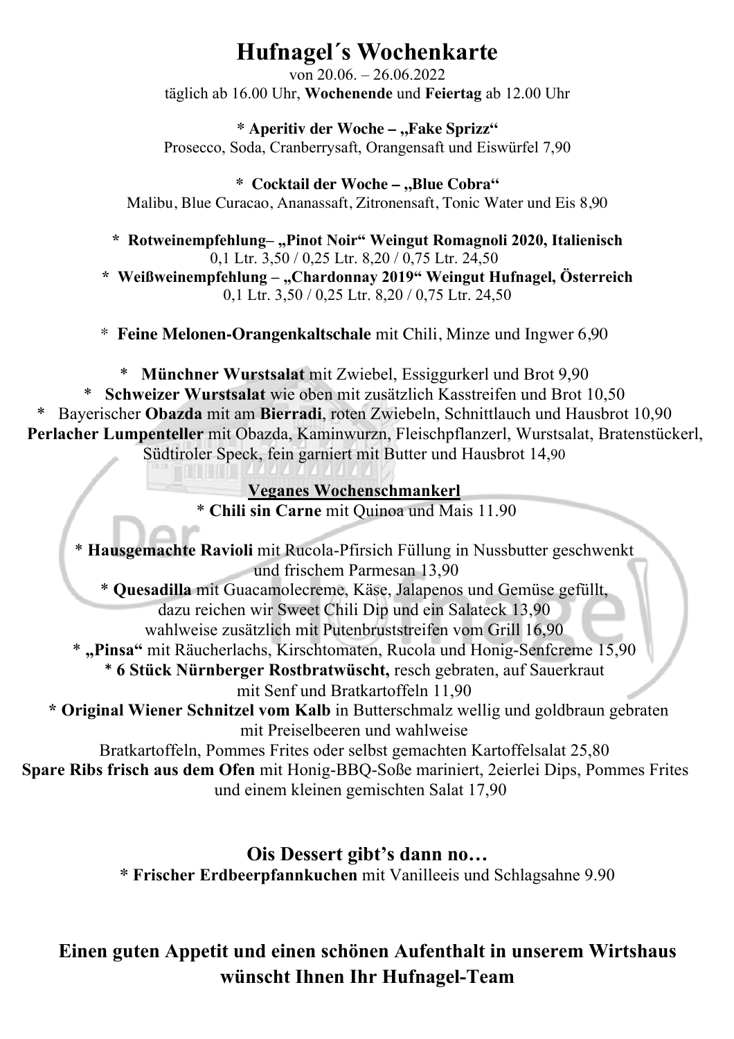# Hufnagel´s Wochenkarte

von 20.06. – 26.06.2022
täglich ab 16.00 Uhr, **Wochenende** und **Feiertag** ab 12.00 Uhr

**\* Aperitiv der Woche – „Fake Sprizz“**
Prosecco, Soda, Cranberrysaft, Orangensaft und Eiswürfel 7,90

**\* Cocktail der Woche – „Blue Cobra“**
Malibu, Blue Curacao, Ananassaft, Zitronensaft, Tonic Water und Eis 8,90

**\* Rotweinempfehlung– „Pinot Noir“ Weingut Romagnoli 2020, Italienisch**
0,1 Ltr. 3,50 / 0,25 Ltr. 8,20 / 0,75 Ltr. 24,50
**\* Weißweinempfehlung – „Chardonnay 2019“ Weingut Hufnagel, Österreich**
0,1 Ltr. 3,50 / 0,25 Ltr. 8,20 / 0,75 Ltr. 24,50

\* **Feine Melonen-Orangenkaltschale** mit Chili, Minze und Ingwer 6,90

\* **Münchner Wurstsalat** mit Zwiebel, Essiggurkerl und Brot 9,90
\* **Schweizer Wurstsalat** wie oben mit zusätzlich Kasstreifen und Brot 10,50
\* Bayerischer **Obazda** mit am **Bierradi**, roten Zwiebeln, Schnittlauch und Hausbrot 10,90
**Perlacher Lumpenteller** mit Obazda, Kaminwurzn, Fleischpflanzerl, Wurstsalat, Bratenstückerl, Südtiroler Speck, fein garniert mit Butter und Hausbrot 14,90

**Veganes Wochenschmankerl**
\* **Chili sin Carne** mit Quinoa und Mais 11.90

\* **Hausgemachte Ravioli** mit Rucola-Pfirsich Füllung in Nussbutter geschwenkt und frischem Parmesan 13,90
\* **Quesadilla** mit Guacamolecreme, Käse, Jalapenos und Gemüse gefüllt, dazu reichen wir Sweet Chili Dip und ein Salateck 13,90
wahlweise zusätzlich mit Putenbruststreifen vom Grill 16,90
\* **„Pinsa“** mit Räucherlachs, Kirschtomaten, Rucola und Honig-Senfcreme 15,90
\* **6 Stück Nürnberger Rostbratwüscht,** resch gebraten, auf Sauerkraut mit Senf und Bratkartoffeln 11,90
**\* Original Wiener Schnitzel vom Kalb** in Butterschmalz wellig und goldbraun gebraten mit Preiselbeeren und wahlweise
Bratkartoffeln, Pommes Frites oder selbst gemachten Kartoffelsalat 25,80
**Spare Ribs frisch aus dem Ofen** mit Honig-BBQ-Soße mariniert, 2eierlei Dips, Pommes Frites und einem kleinen gemischten Salat 17,90

## Ois Dessert gibt's dann no…

**\* Frischer Erdbeerpfannkuchen** mit Vanilleeis und Schlagsahne 9.90

**Einen guten Appetit und einen schönen Aufenthalt in unserem Wirtshaus wünscht Ihnen Ihr Hufnagel-Team**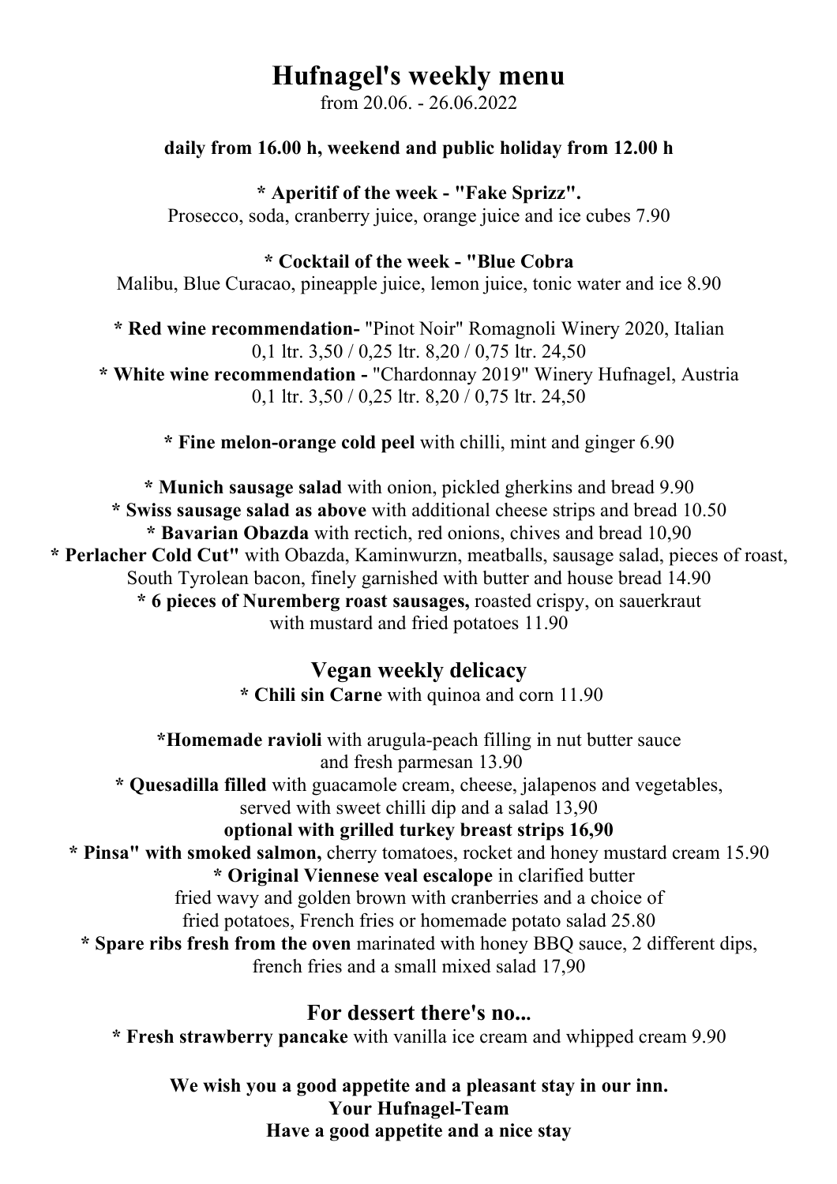# Hufnagel's weekly menu

from 20.06. - 26.06.2022

**daily from 16.00 h, weekend and public holiday from 12.00 h**

**\* Aperitif of the week - "Fake Sprizz".**
Prosecco, soda, cranberry juice, orange juice and ice cubes 7.90

**\* Cocktail of the week - "Blue Cobra**
Malibu, Blue Curacao, pineapple juice, lemon juice, tonic water and ice 8.90

**\* Red wine recommendation-** "Pinot Noir" Romagnoli Winery 2020, Italian
0,1 ltr. 3,50 / 0,25 ltr. 8,20 / 0,75 ltr. 24,50
**\* White wine recommendation -** "Chardonnay 2019" Winery Hufnagel, Austria
0,1 ltr. 3,50 / 0,25 ltr. 8,20 / 0,75 ltr. 24,50

**\* Fine melon-orange cold peel** with chilli, mint and ginger 6.90

**\* Munich sausage salad** with onion, pickled gherkins and bread 9.90
**\* Swiss sausage salad as above** with additional cheese strips and bread 10.50
**\* Bavarian Obazda** with rectich, red onions, chives and bread 10,90
**\* Perlacher Cold Cut"** with Obazda, Kaminwurzn, meatballs, sausage salad, pieces of roast, South Tyrolean bacon, finely garnished with butter and house bread 14.90
**\* 6 pieces of Nuremberg roast sausages,** roasted crispy, on sauerkraut with mustard and fried potatoes 11.90

## Vegan weekly delicacy

**\* Chili sin Carne** with quinoa and corn 11.90

**\*Homemade ravioli** with arugula-peach filling in nut butter sauce and fresh parmesan 13.90
**\* Quesadilla filled** with guacamole cream, cheese, jalapenos and vegetables, served with sweet chilli dip and a salad 13,90
**optional with grilled turkey breast strips 16,90**
**\* Pinsa" with smoked salmon,** cherry tomatoes, rocket and honey mustard cream 15.90
**\* Original Viennese veal escalope** in clarified butter fried wavy and golden brown with cranberries and a choice of fried potatoes, French fries or homemade potato salad 25.80
**\* Spare ribs fresh from the oven** marinated with honey BBQ sauce, 2 different dips, french fries and a small mixed salad 17,90

## For dessert there's no...

**\* Fresh strawberry pancake** with vanilla ice cream and whipped cream 9.90

**We wish you a good appetite and a pleasant stay in our inn.**
**Your Hufnagel-Team**
**Have a good appetite and a nice stay**